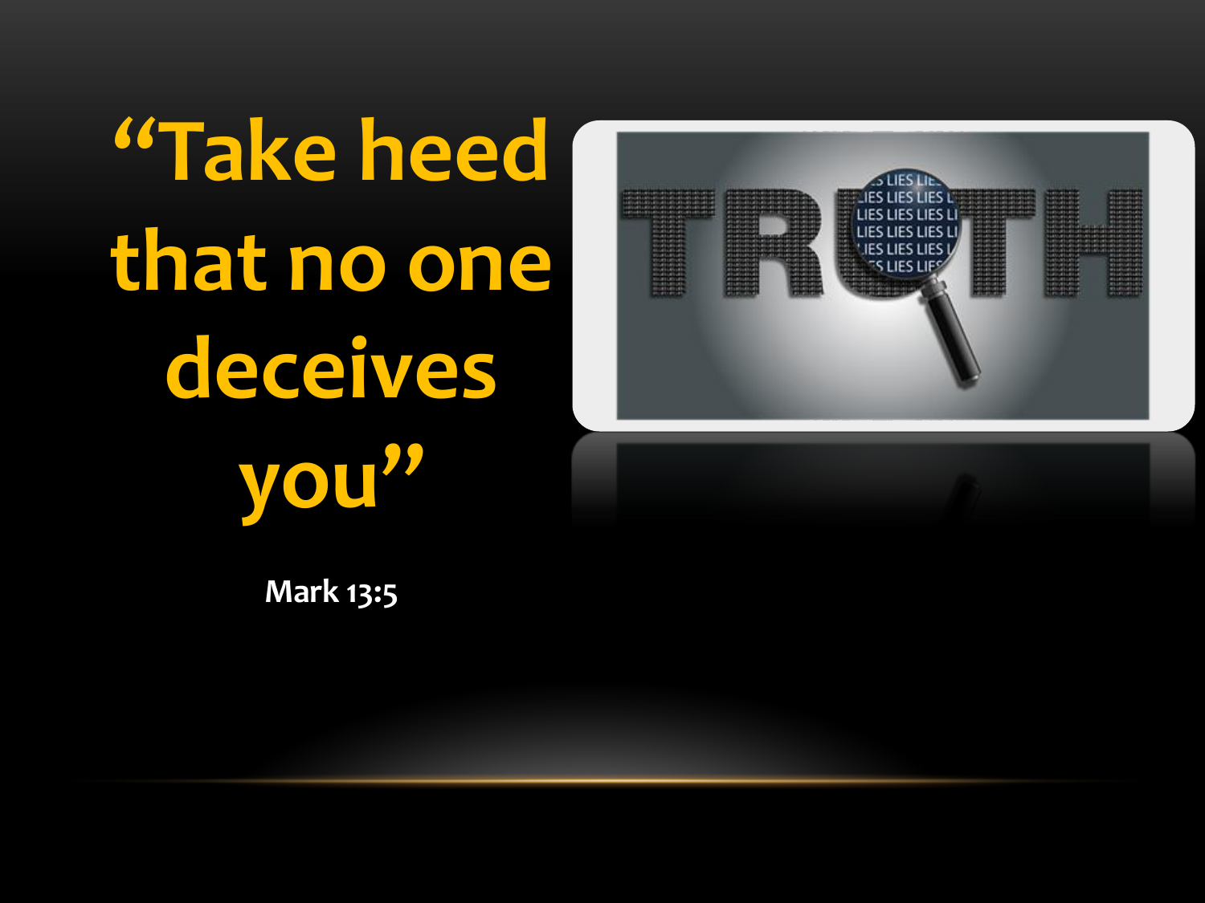# “Take heed that no one deceives you”

**Mark 13:5**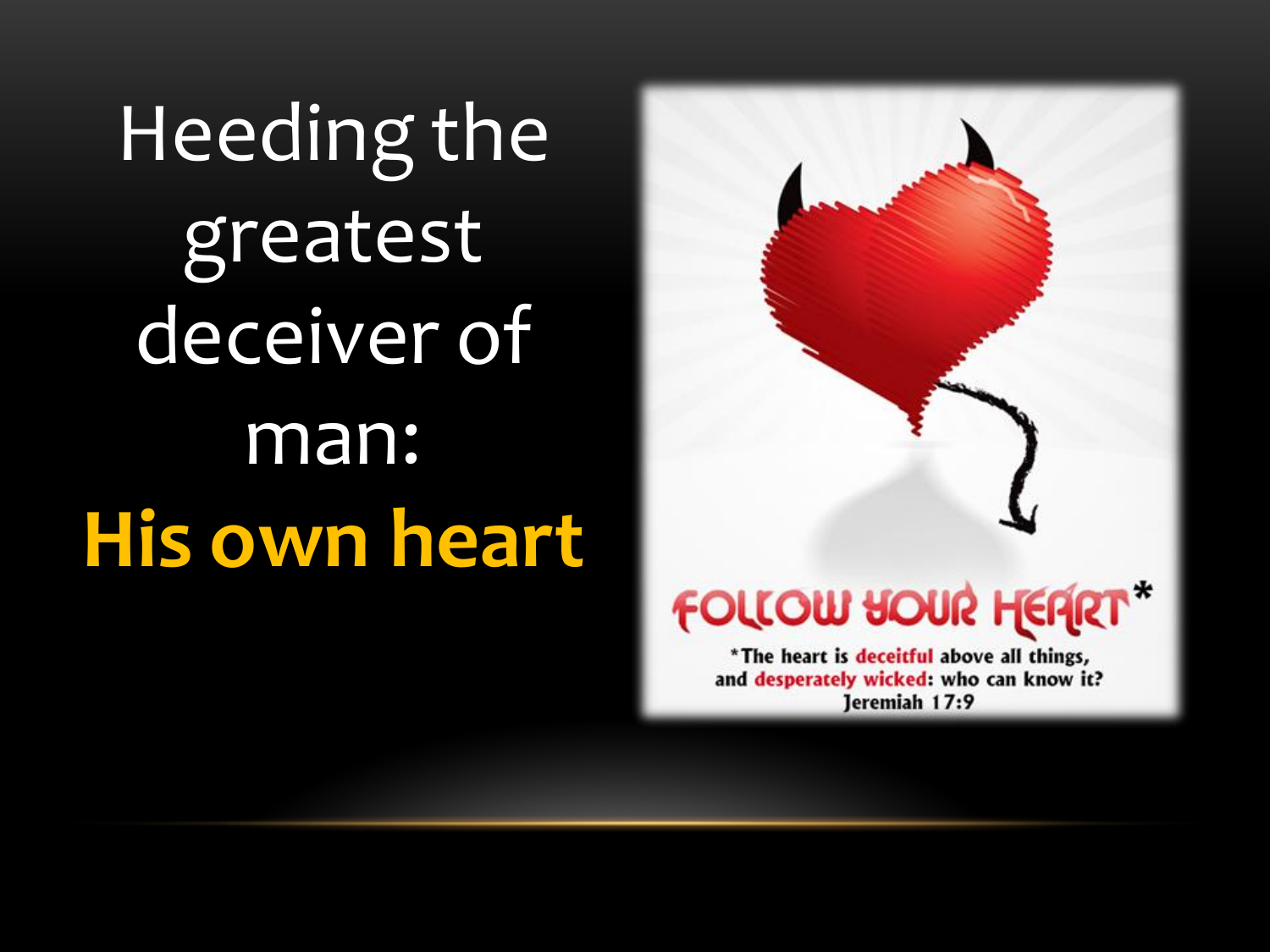# Heeding the greatest deceiver of man: **His own heart**

FOLLOW YOUR HEART*

*The heart is **deceitful** above all things, and **desperately wicked**: who can know it? Jeremiah 17:9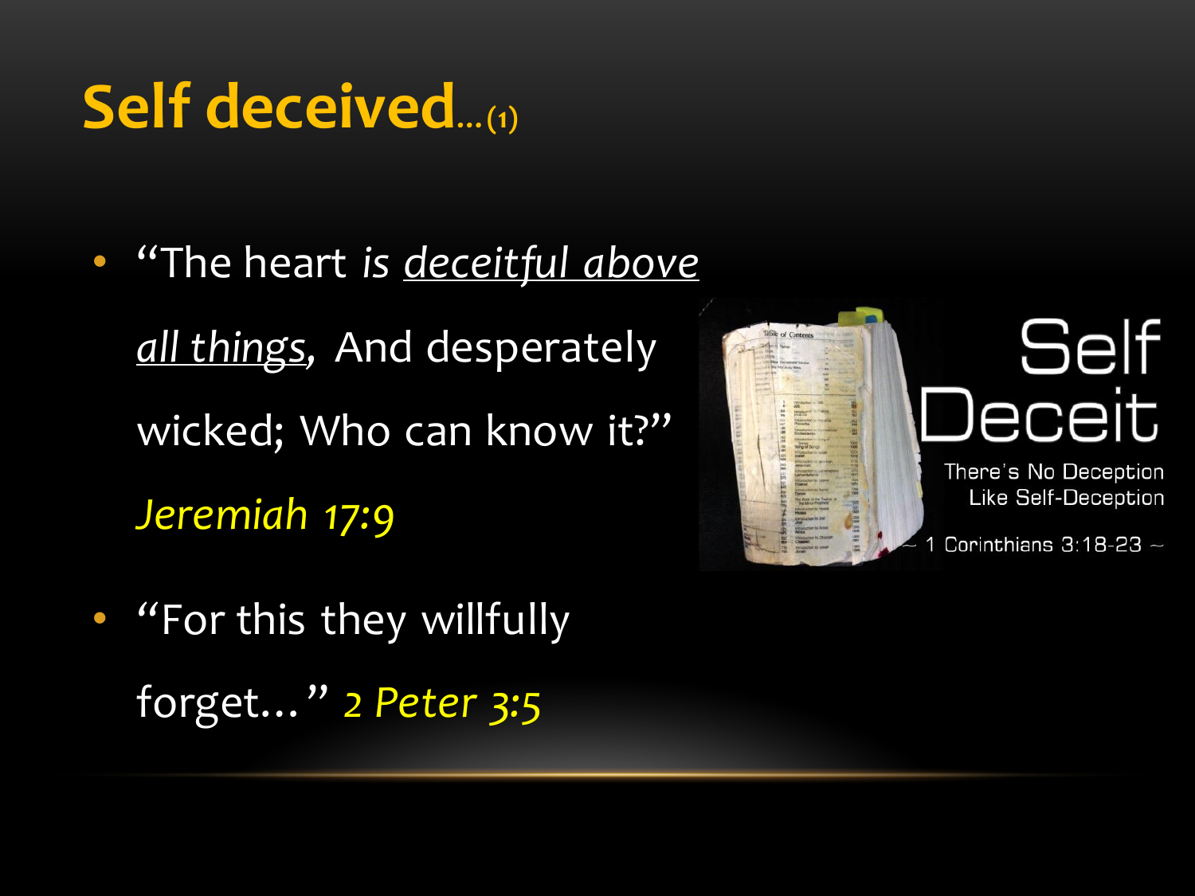# Self deceived…(1)

- "The heart *is* *<u>deceitful above all things</u>*, And desperately wicked; Who can know it?" *Jeremiah 17:9*
- "For this they willfully forget…" *2 Peter 3:5*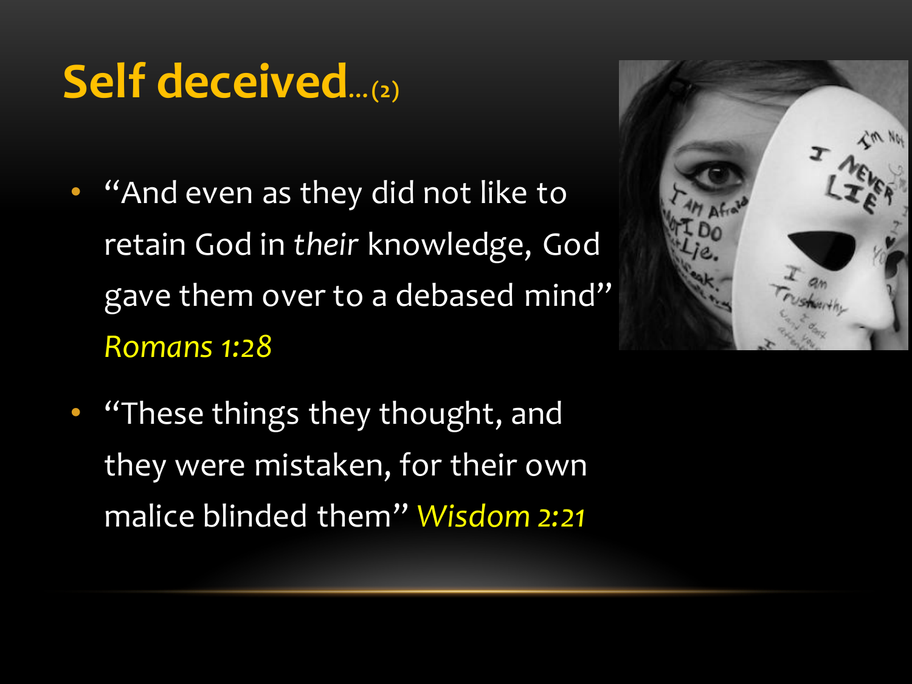# Self deceived…(2)

- "And even as they did not like to retain God in *their* knowledge, God gave them over to a debased mind" *Romans 1:28*
- "These things they thought, and they were mistaken, for their own malice blinded them" *Wisdom 2:21*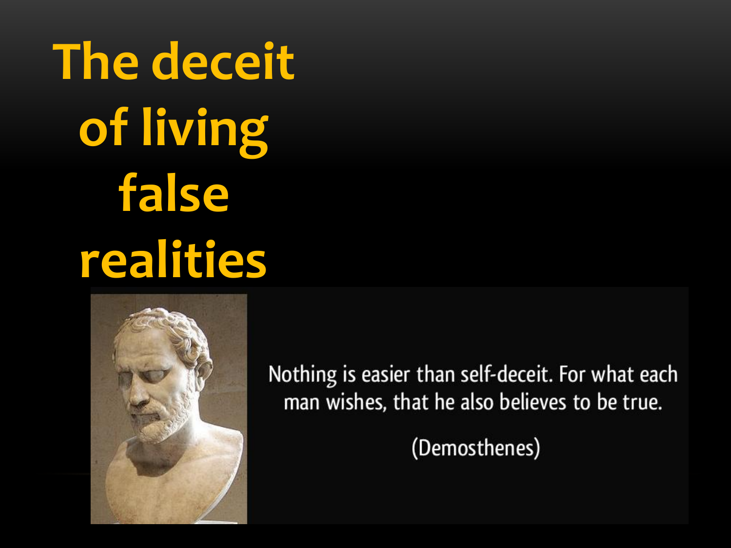# The deceit of living false realities

Nothing is easier than self-deceit. For what each man wishes, that he also believes to be true.

(Demosthenes)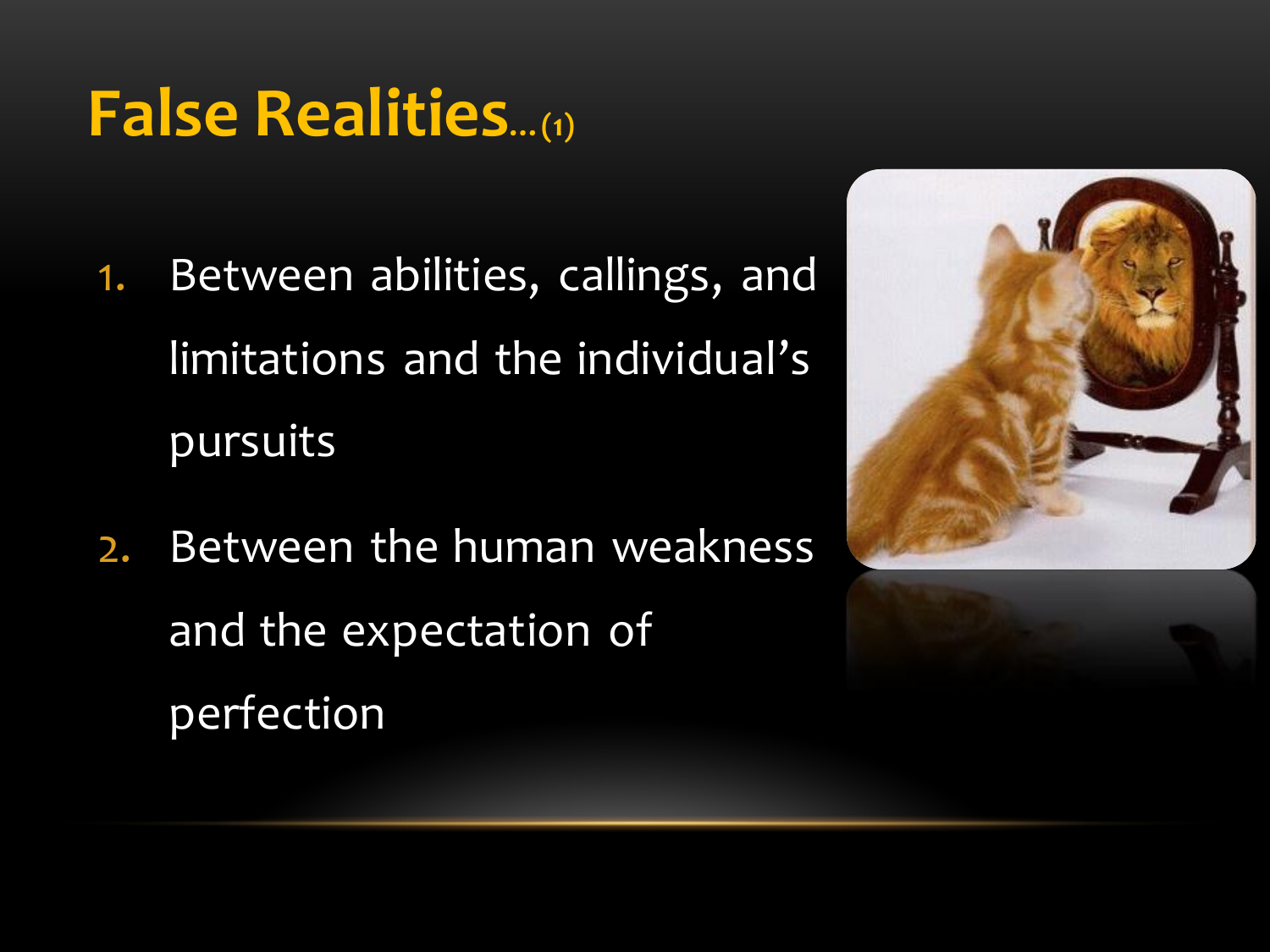# False Realities...(1)

1. Between abilities, callings, and limitations and the individual's pursuits
2. Between the human weakness and the expectation of perfection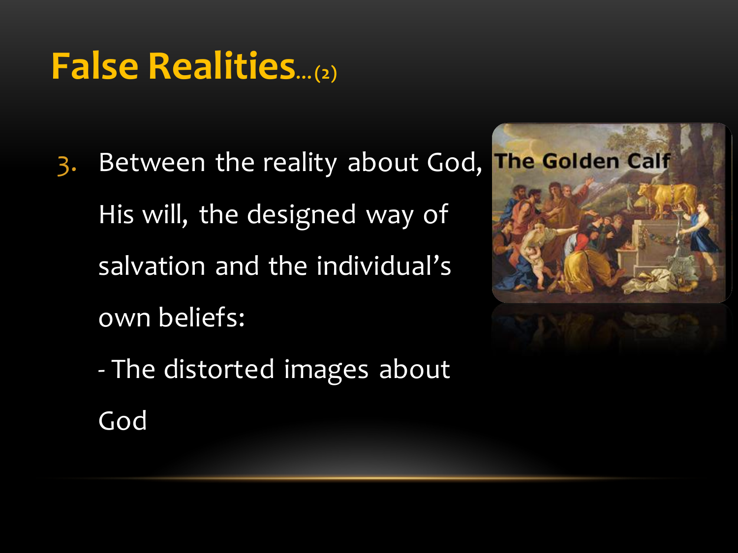# False Realities…(2)

3. Between the reality about God, His will, the designed way of salvation and the individual's own beliefs:

   - The distorted images about God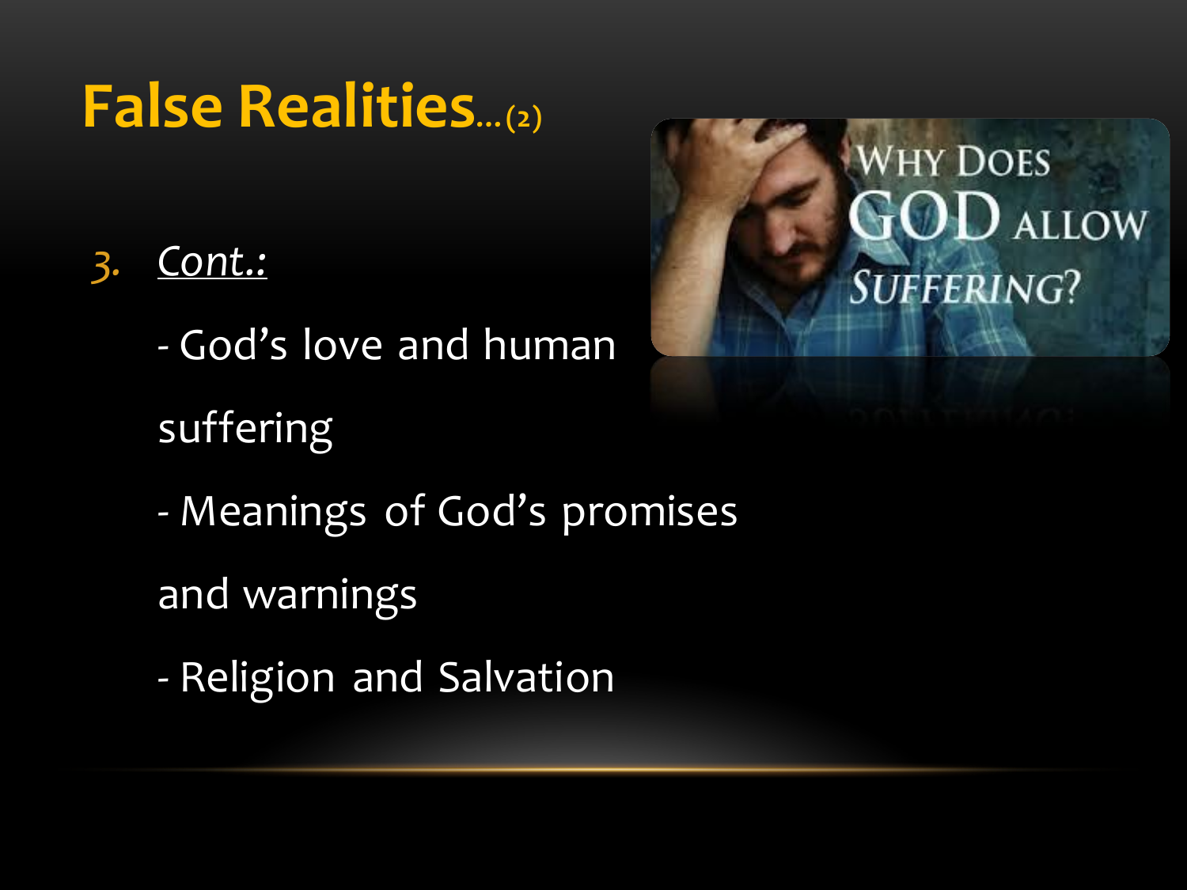# False Realities…(2)

3. *Cont.:*

   - God's love and human suffering

   - Meanings of God's promises and warnings

   - Religion and Salvation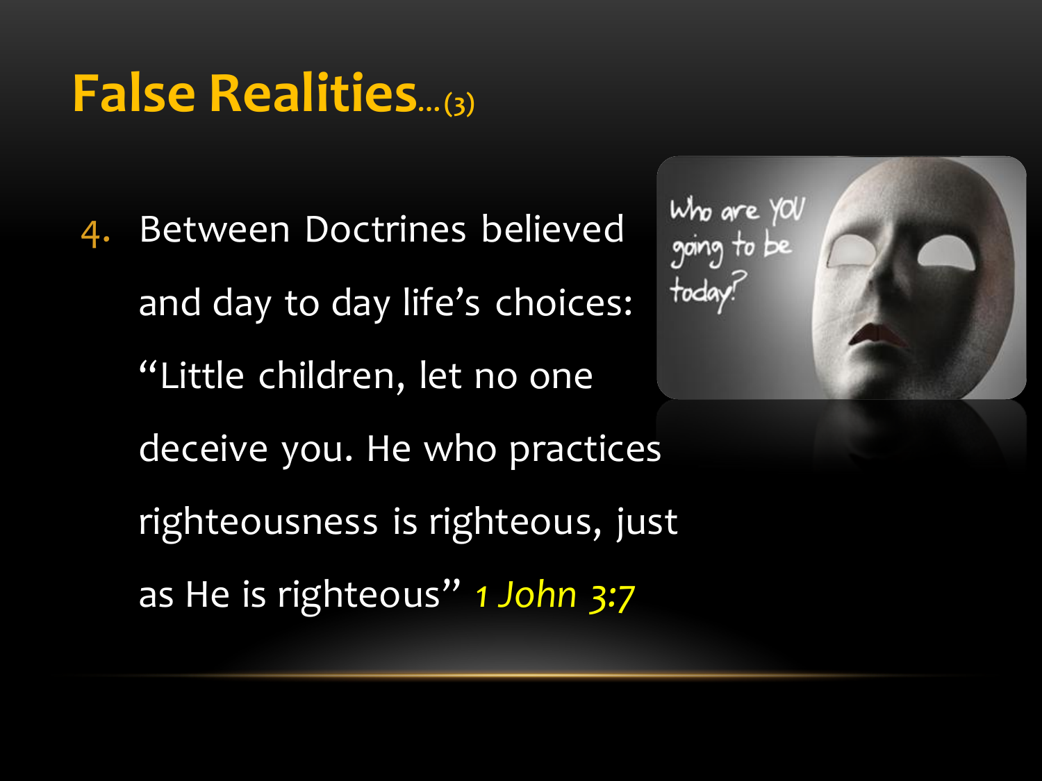# False Realities...(3)

4. Between Doctrines believed and day to day life's choices: "Little children, let no one deceive you. He who practices righteousness is righteous, just as He is righteous" *1 John 3:7*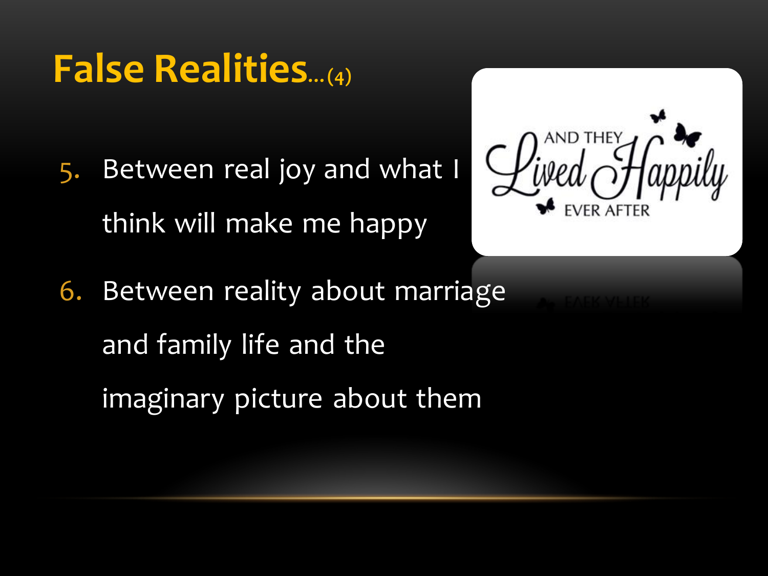# False Realities…(4)

5. Between real joy and what I think will make me happy
6. Between reality about marriage and family life and the imaginary picture about them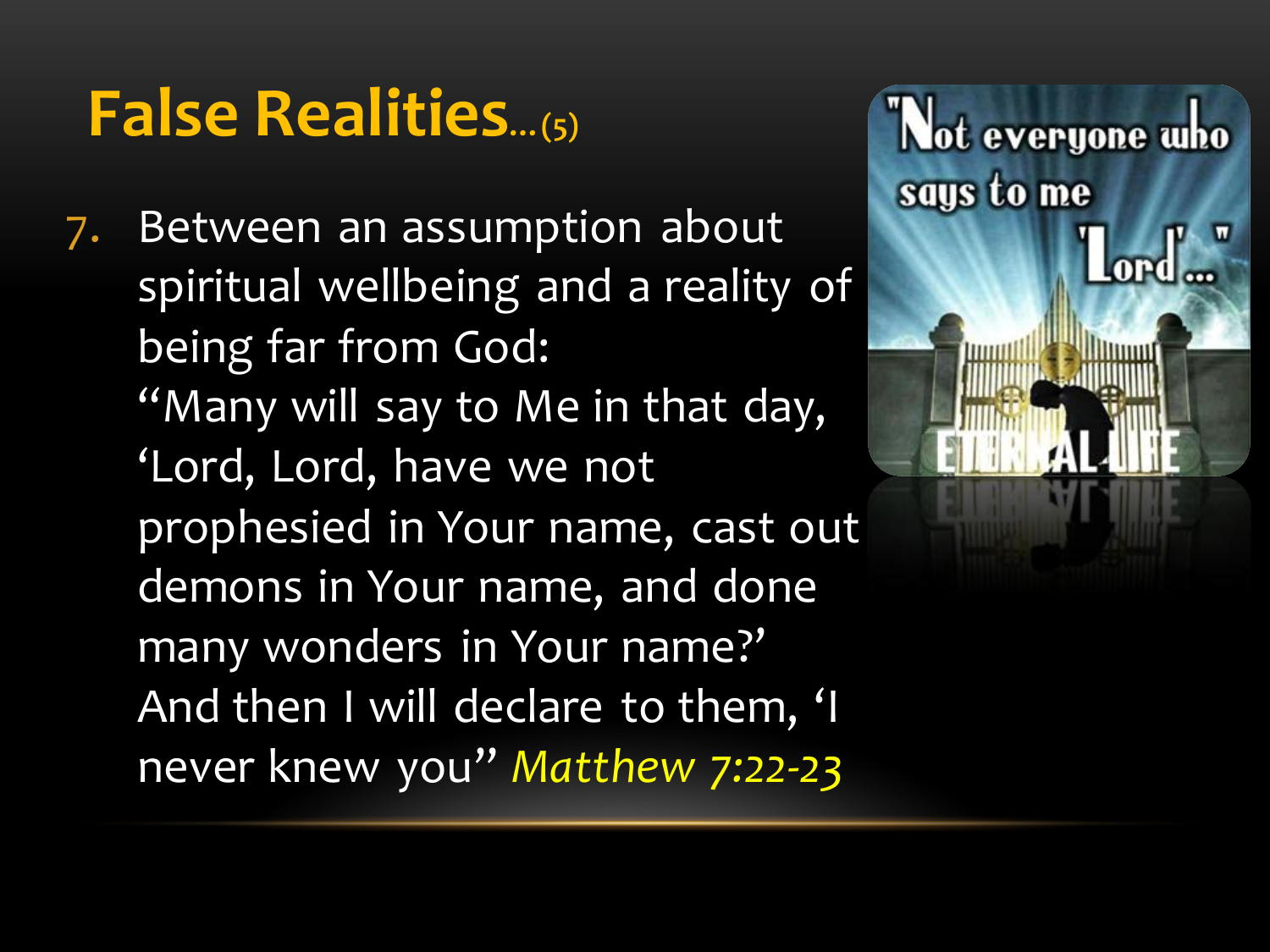# False Realities...(5)

7. Between an assumption about spiritual wellbeing and a reality of being far from God: "Many will say to Me in that day, 'Lord, Lord, have we not prophesied in Your name, cast out demons in Your name, and done many wonders in Your name?' And then I will declare to them, 'I never knew you" *Matthew 7:22-23*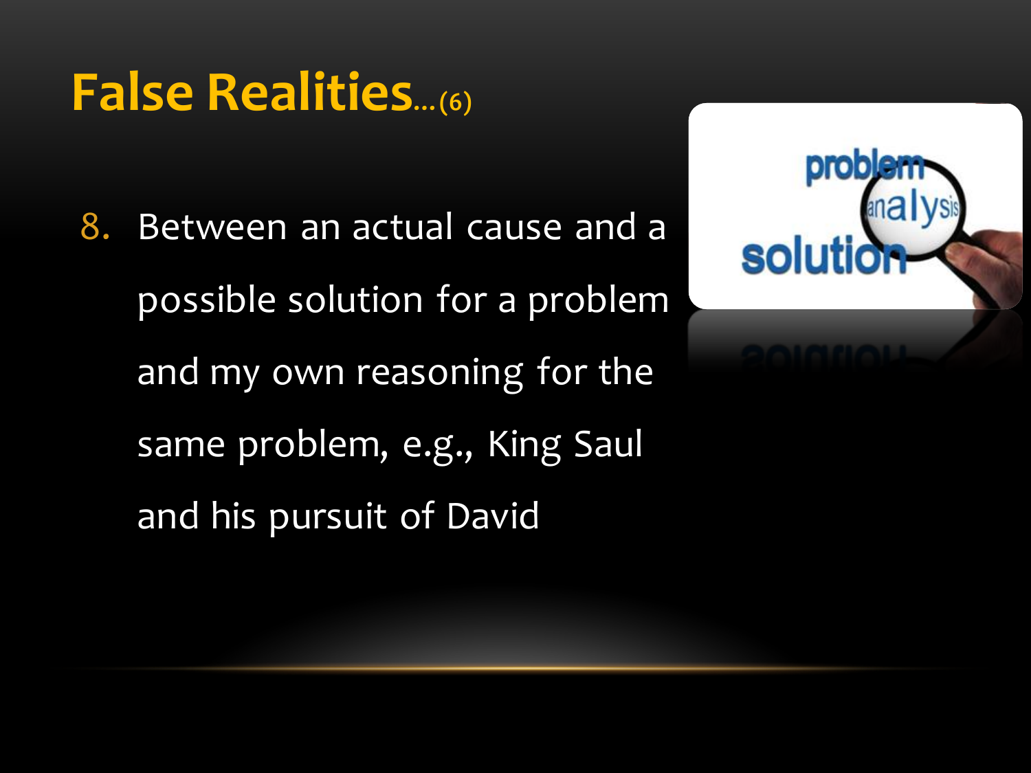# False Realities…(6)

8. Between an actual cause and a possible solution for a problem and my own reasoning for the same problem, e.g., King Saul and his pursuit of David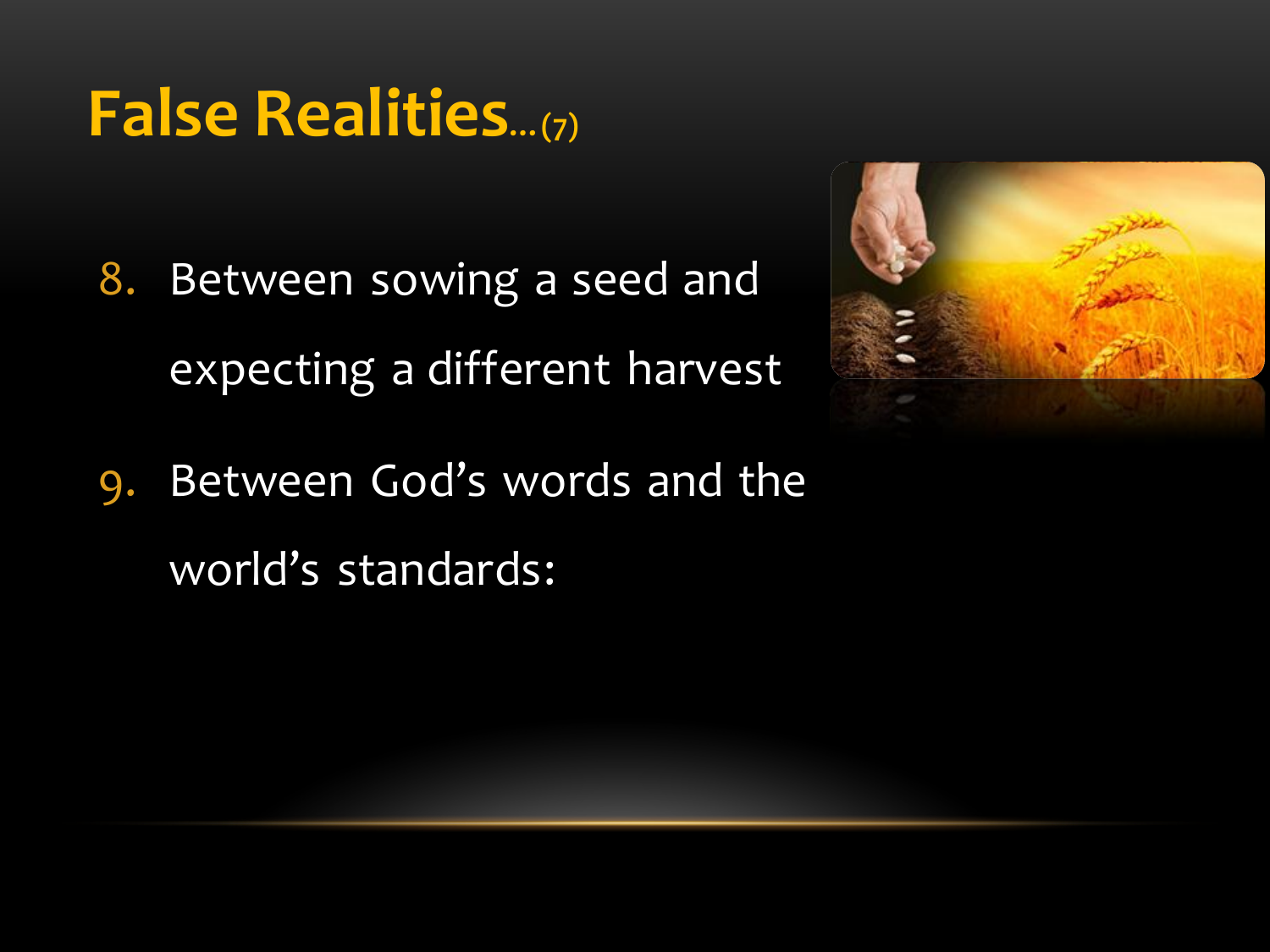# False Realities...(7)

8. Between sowing a seed and expecting a different harvest
9. Between God's words and the world's standards: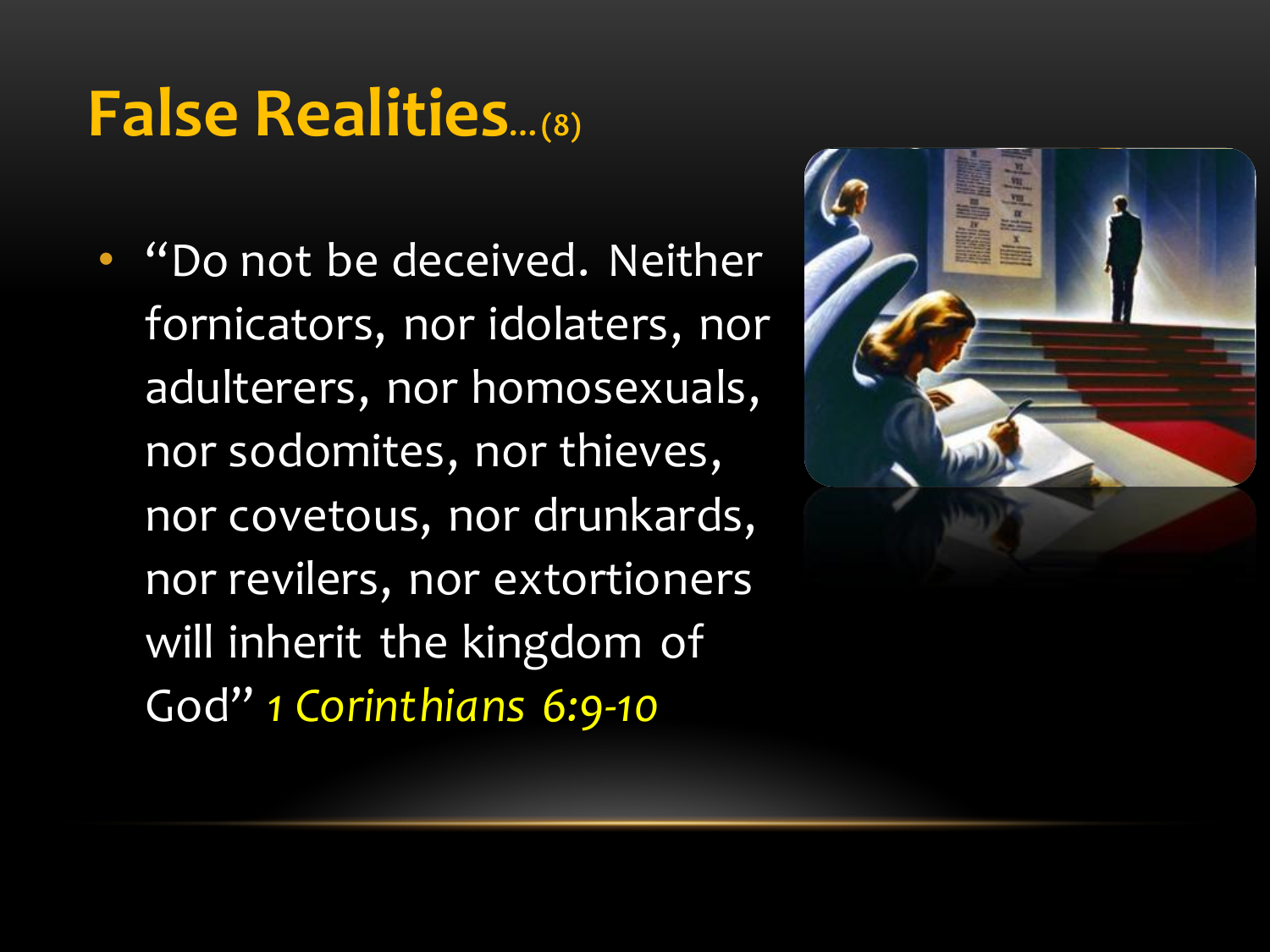# False Realities...(8)

- "Do not be deceived. Neither fornicators, nor idolaters, nor adulterers, nor homosexuals, nor sodomites, nor thieves, nor covetous, nor drunkards, nor revilers, nor extortioners will inherit the kingdom of God" *1 Corinthians 6:9-10*